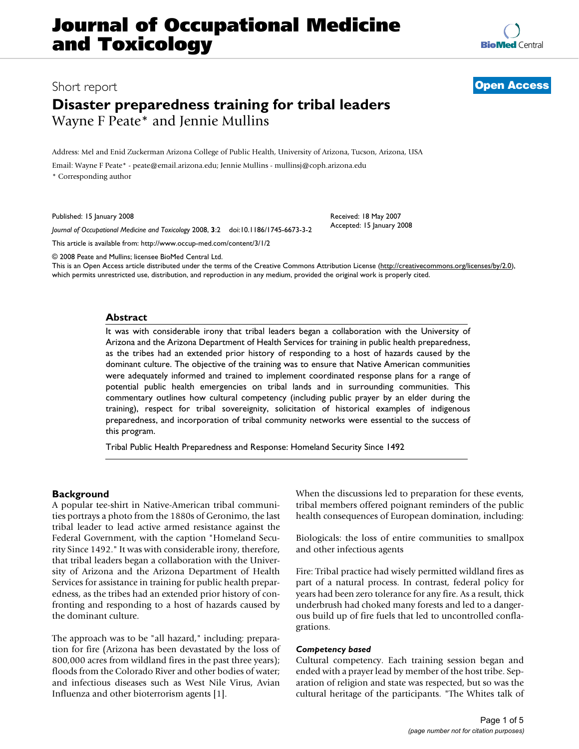Short report

**Open Access**

# Disaster preparedness training for tribal leaders

Wayne F Peate* and Jennie Mullins

Address: Mel and Enid Zuckerman Arizona College of Public Health, University of Arizona, Tucson, Arizona, USA

Email: Wayne F Peate* - peate@email.arizona.edu; Jennie Mullins - mullinsj@coph.arizona.edu

\* Corresponding author

Published: 15 January 2008

*Journal of Occupational Medicine and Toxicology* 2008, **3**:2 doi:10.1186/1745-6673-3-2

Received: 18 May 2007
Accepted: 15 January 2008

This article is available from: http://www.occup-med.com/content/3/1/2

© 2008 Peate and Mullins; licensee BioMed Central Ltd.
This is an Open Access article distributed under the terms of the Creative Commons Attribution License (http://creativecommons.org/licenses/by/2.0), which permits unrestricted use, distribution, and reproduction in any medium, provided the original work is properly cited.

## Abstract

It was with considerable irony that tribal leaders began a collaboration with the University of Arizona and the Arizona Department of Health Services for training in public health preparedness, as the tribes had an extended prior history of responding to a host of hazards caused by the dominant culture. The objective of the training was to ensure that Native American communities were adequately informed and trained to implement coordinated response plans for a range of potential public health emergencies on tribal lands and in surrounding communities. This commentary outlines how cultural competency (including public prayer by an elder during the training), respect for tribal sovereignity, solicitation of historical examples of indigenous preparedness, and incorporation of tribal community networks were essential to the success of this program.

Tribal Public Health Preparedness and Response: Homeland Security Since 1492

## Background

A popular tee-shirt in Native-American tribal communities portrays a photo from the 1880s of Geronimo, the last tribal leader to lead active armed resistance against the Federal Government, with the caption "Homeland Security Since 1492." It was with considerable irony, therefore, that tribal leaders began a collaboration with the University of Arizona and the Arizona Department of Health Services for assistance in training for public health preparedness, as the tribes had an extended prior history of confronting and responding to a host of hazards caused by the dominant culture.

The approach was to be "all hazard," including: preparation for fire (Arizona has been devastated by the loss of 800,000 acres from wildland fires in the past three years); floods from the Colorado River and other bodies of water; and infectious diseases such as West Nile Virus, Avian Influenza and other bioterrorism agents [1].

When the discussions led to preparation for these events, tribal members offered poignant reminders of the public health consequences of European domination, including:

Biologicals: the loss of entire communities to smallpox and other infectious agents

Fire: Tribal practice had wisely permitted wildland fires as part of a natural process. In contrast, federal policy for years had been zero tolerance for any fire. As a result, thick underbrush had choked many forests and led to a dangerous build up of fire fuels that led to uncontrolled conflagrations.

### *Competency based*

Cultural competency. Each training session began and ended with a prayer lead by member of the host tribe. Separation of religion and state was respected, but so was the cultural heritage of the participants. "The Whites talk of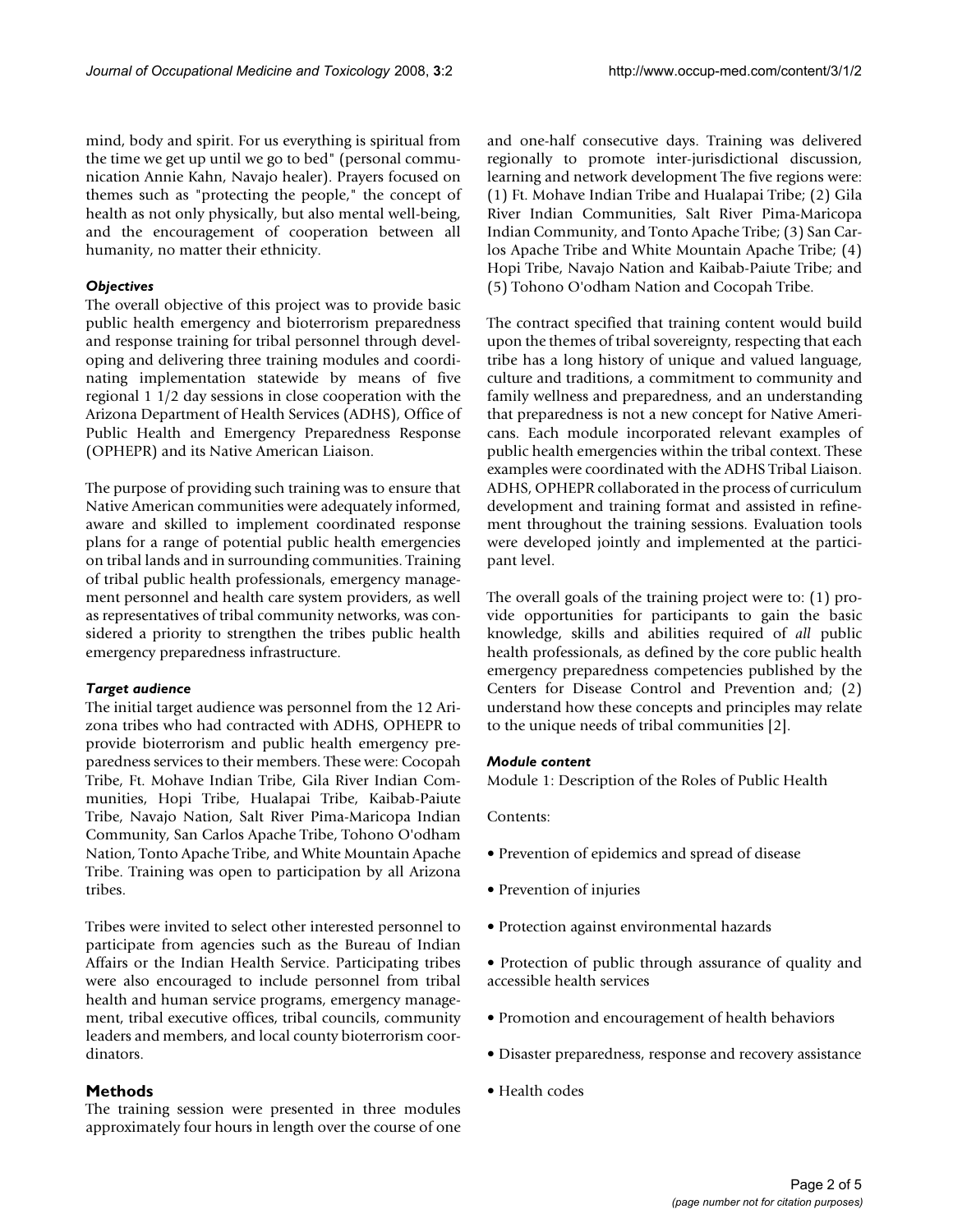mind, body and spirit. For us everything is spiritual from the time we get up until we go to bed" (personal communication Annie Kahn, Navajo healer). Prayers focused on themes such as "protecting the people," the concept of health as not only physically, but also mental well-being, and the encouragement of cooperation between all humanity, no matter their ethnicity.

### *Objectives*

The overall objective of this project was to provide basic public health emergency and bioterrorism preparedness and response training for tribal personnel through developing and delivering three training modules and coordinating implementation statewide by means of five regional 1 1/2 day sessions in close cooperation with the Arizona Department of Health Services (ADHS), Office of Public Health and Emergency Preparedness Response (OPHEPR) and its Native American Liaison.

The purpose of providing such training was to ensure that Native American communities were adequately informed, aware and skilled to implement coordinated response plans for a range of potential public health emergencies on tribal lands and in surrounding communities. Training of tribal public health professionals, emergency management personnel and health care system providers, as well as representatives of tribal community networks, was considered a priority to strengthen the tribes public health emergency preparedness infrastructure.

### *Target audience*

The initial target audience was personnel from the 12 Arizona tribes who had contracted with ADHS, OPHEPR to provide bioterrorism and public health emergency preparedness services to their members. These were: Cocopah Tribe, Ft. Mohave Indian Tribe, Gila River Indian Communities, Hopi Tribe, Hualapai Tribe, Kaibab-Paiute Tribe, Navajo Nation, Salt River Pima-Maricopa Indian Community, San Carlos Apache Tribe, Tohono O'odham Nation, Tonto Apache Tribe, and White Mountain Apache Tribe. Training was open to participation by all Arizona tribes.

Tribes were invited to select other interested personnel to participate from agencies such as the Bureau of Indian Affairs or the Indian Health Service. Participating tribes were also encouraged to include personnel from tribal health and human service programs, emergency management, tribal executive offices, tribal councils, community leaders and members, and local county bioterrorism coordinators.

## Methods

The training session were presented in three modules approximately four hours in length over the course of one and one-half consecutive days. Training was delivered regionally to promote inter-jurisdictional discussion, learning and network development The five regions were: (1) Ft. Mohave Indian Tribe and Hualapai Tribe; (2) Gila River Indian Communities, Salt River Pima-Maricopa Indian Community, and Tonto Apache Tribe; (3) San Carlos Apache Tribe and White Mountain Apache Tribe; (4) Hopi Tribe, Navajo Nation and Kaibab-Paiute Tribe; and (5) Tohono O'odham Nation and Cocopah Tribe.

The contract specified that training content would build upon the themes of tribal sovereignty, respecting that each tribe has a long history of unique and valued language, culture and traditions, a commitment to community and family wellness and preparedness, and an understanding that preparedness is not a new concept for Native Americans. Each module incorporated relevant examples of public health emergencies within the tribal context. These examples were coordinated with the ADHS Tribal Liaison. ADHS, OPHEPR collaborated in the process of curriculum development and training format and assisted in refinement throughout the training sessions. Evaluation tools were developed jointly and implemented at the participant level.

The overall goals of the training project were to: (1) provide opportunities for participants to gain the basic knowledge, skills and abilities required of *all* public health professionals, as defined by the core public health emergency preparedness competencies published by the Centers for Disease Control and Prevention and; (2) understand how these concepts and principles may relate to the unique needs of tribal communities [2].

### *Module content*

Module 1: Description of the Roles of Public Health

Contents:

- Prevention of epidemics and spread of disease
- Prevention of injuries
- Protection against environmental hazards
- Protection of public through assurance of quality and accessible health services
- Promotion and encouragement of health behaviors
- Disaster preparedness, response and recovery assistance
- Health codes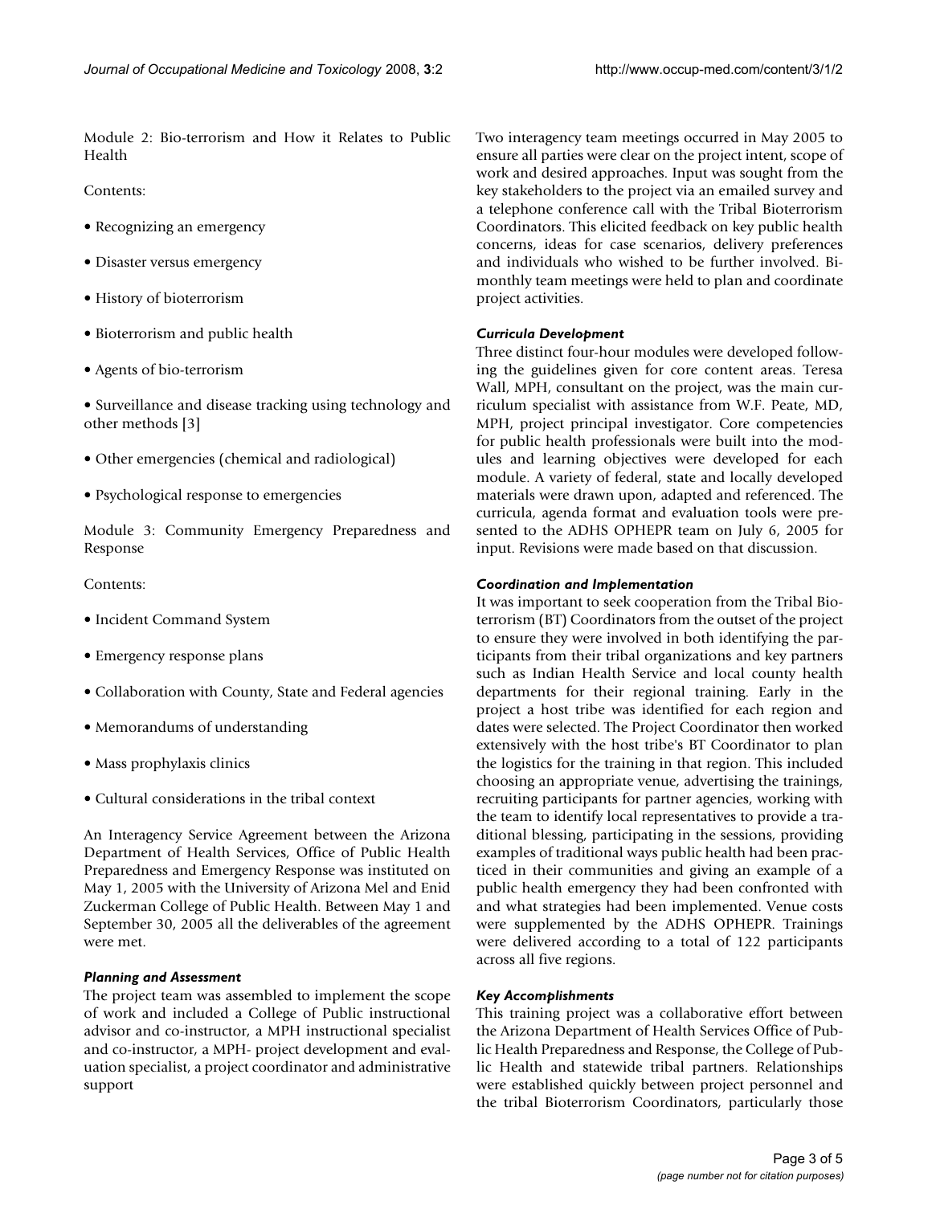Module 2: Bio-terrorism and How it Relates to Public Health

Contents:

- Recognizing an emergency
- Disaster versus emergency
- History of bioterrorism
- Bioterrorism and public health
- Agents of bio-terrorism
- Surveillance and disease tracking using technology and other methods [3]
- Other emergencies (chemical and radiological)
- Psychological response to emergencies

Module 3: Community Emergency Preparedness and Response

Contents:

- Incident Command System
- Emergency response plans
- Collaboration with County, State and Federal agencies
- Memorandums of understanding
- Mass prophylaxis clinics
- Cultural considerations in the tribal context

An Interagency Service Agreement between the Arizona Department of Health Services, Office of Public Health Preparedness and Emergency Response was instituted on May 1, 2005 with the University of Arizona Mel and Enid Zuckerman College of Public Health. Between May 1 and September 30, 2005 all the deliverables of the agreement were met.

### *Planning and Assessment*

The project team was assembled to implement the scope of work and included a College of Public instructional advisor and co-instructor, a MPH instructional specialist and co-instructor, a MPH- project development and evaluation specialist, a project coordinator and administrative support

Two interagency team meetings occurred in May 2005 to ensure all parties were clear on the project intent, scope of work and desired approaches. Input was sought from the key stakeholders to the project via an emailed survey and a telephone conference call with the Tribal Bioterrorism Coordinators. This elicited feedback on key public health concerns, ideas for case scenarios, delivery preferences and individuals who wished to be further involved. Bi-monthly team meetings were held to plan and coordinate project activities.

### *Curricula Development*

Three distinct four-hour modules were developed following the guidelines given for core content areas. Teresa Wall, MPH, consultant on the project, was the main curriculum specialist with assistance from W.F. Peate, MD, MPH, project principal investigator. Core competencies for public health professionals were built into the modules and learning objectives were developed for each module. A variety of federal, state and locally developed materials were drawn upon, adapted and referenced. The curricula, agenda format and evaluation tools were presented to the ADHS OPHEPR team on July 6, 2005 for input. Revisions were made based on that discussion.

### *Coordination and Implementation*

It was important to seek cooperation from the Tribal Bioterrorism (BT) Coordinators from the outset of the project to ensure they were involved in both identifying the participants from their tribal organizations and key partners such as Indian Health Service and local county health departments for their regional training. Early in the project a host tribe was identified for each region and dates were selected. The Project Coordinator then worked extensively with the host tribe's BT Coordinator to plan the logistics for the training in that region. This included choosing an appropriate venue, advertising the trainings, recruiting participants for partner agencies, working with the team to identify local representatives to provide a traditional blessing, participating in the sessions, providing examples of traditional ways public health had been practiced in their communities and giving an example of a public health emergency they had been confronted with and what strategies had been implemented. Venue costs were supplemented by the ADHS OPHEPR. Trainings were delivered according to a total of 122 participants across all five regions.

### *Key Accomplishments*

This training project was a collaborative effort between the Arizona Department of Health Services Office of Public Health Preparedness and Response, the College of Public Health and statewide tribal partners. Relationships were established quickly between project personnel and the tribal Bioterrorism Coordinators, particularly those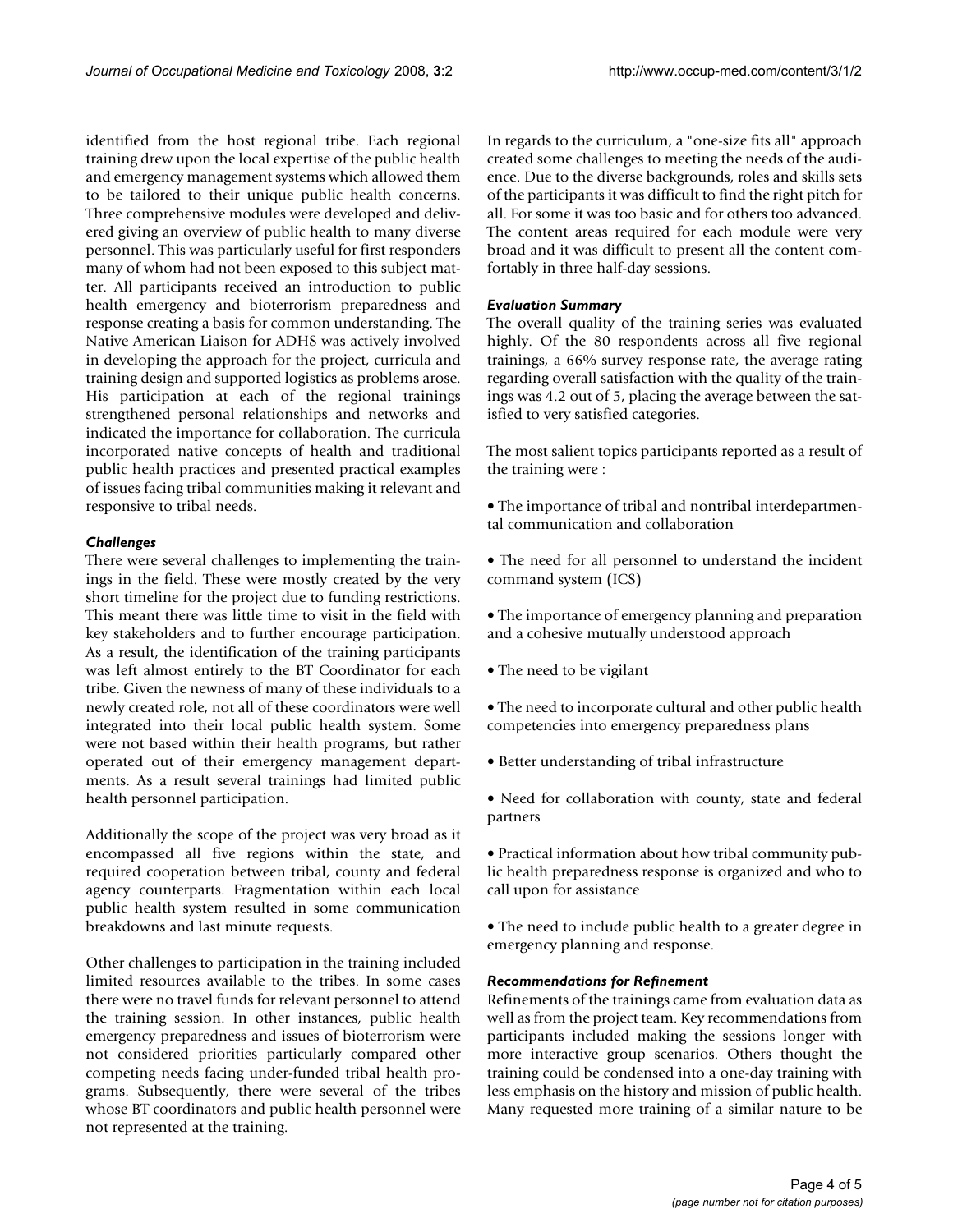identified from the host regional tribe. Each regional training drew upon the local expertise of the public health and emergency management systems which allowed them to be tailored to their unique public health concerns. Three comprehensive modules were developed and delivered giving an overview of public health to many diverse personnel. This was particularly useful for first responders many of whom had not been exposed to this subject matter. All participants received an introduction to public health emergency and bioterrorism preparedness and response creating a basis for common understanding. The Native American Liaison for ADHS was actively involved in developing the approach for the project, curricula and training design and supported logistics as problems arose. His participation at each of the regional trainings strengthened personal relationships and networks and indicated the importance for collaboration. The curricula incorporated native concepts of health and traditional public health practices and presented practical examples of issues facing tribal communities making it relevant and responsive to tribal needs.

### *Challenges*

There were several challenges to implementing the trainings in the field. These were mostly created by the very short timeline for the project due to funding restrictions. This meant there was little time to visit in the field with key stakeholders and to further encourage participation. As a result, the identification of the training participants was left almost entirely to the BT Coordinator for each tribe. Given the newness of many of these individuals to a newly created role, not all of these coordinators were well integrated into their local public health system. Some were not based within their health programs, but rather operated out of their emergency management departments. As a result several trainings had limited public health personnel participation.

Additionally the scope of the project was very broad as it encompassed all five regions within the state, and required cooperation between tribal, county and federal agency counterparts. Fragmentation within each local public health system resulted in some communication breakdowns and last minute requests.

Other challenges to participation in the training included limited resources available to the tribes. In some cases there were no travel funds for relevant personnel to attend the training session. In other instances, public health emergency preparedness and issues of bioterrorism were not considered priorities particularly compared other competing needs facing under-funded tribal health programs. Subsequently, there were several of the tribes whose BT coordinators and public health personnel were not represented at the training.

In regards to the curriculum, a "one-size fits all" approach created some challenges to meeting the needs of the audience. Due to the diverse backgrounds, roles and skills sets of the participants it was difficult to find the right pitch for all. For some it was too basic and for others too advanced. The content areas required for each module were very broad and it was difficult to present all the content comfortably in three half-day sessions.

### *Evaluation Summary*

The overall quality of the training series was evaluated highly. Of the 80 respondents across all five regional trainings, a 66% survey response rate, the average rating regarding overall satisfaction with the quality of the trainings was 4.2 out of 5, placing the average between the satisfied to very satisfied categories.

The most salient topics participants reported as a result of the training were :

- The importance of tribal and nontribal interdepartmental communication and collaboration
- The need for all personnel to understand the incident command system (ICS)
- The importance of emergency planning and preparation and a cohesive mutually understood approach
- The need to be vigilant
- The need to incorporate cultural and other public health competencies into emergency preparedness plans
- Better understanding of tribal infrastructure
- Need for collaboration with county, state and federal partners
- Practical information about how tribal community public health preparedness response is organized and who to call upon for assistance
- The need to include public health to a greater degree in emergency planning and response.

### *Recommendations for Refinement*

Refinements of the trainings came from evaluation data as well as from the project team. Key recommendations from participants included making the sessions longer with more interactive group scenarios. Others thought the training could be condensed into a one-day training with less emphasis on the history and mission of public health. Many requested more training of a similar nature to be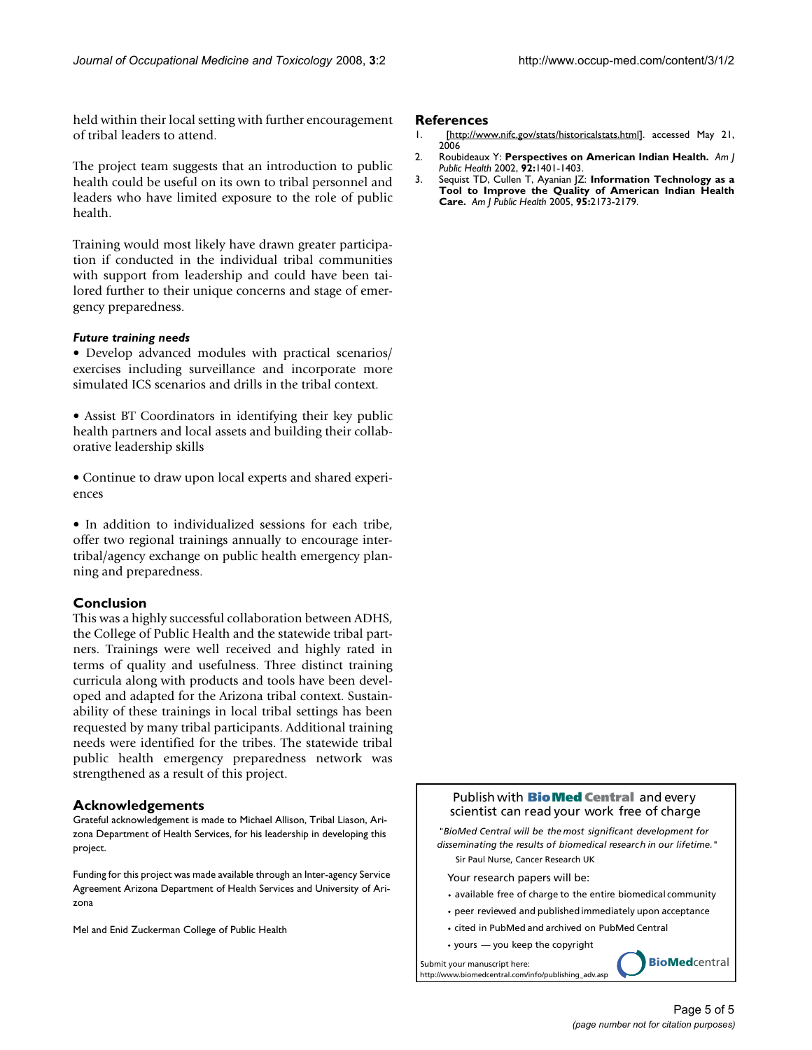held within their local setting with further encouragement of tribal leaders to attend.

The project team suggests that an introduction to public health could be useful on its own to tribal personnel and leaders who have limited exposure to the role of public health.

Training would most likely have drawn greater participation if conducted in the individual tribal communities with support from leadership and could have been tailored further to their unique concerns and stage of emergency preparedness.

#### *Future training needs*

• Develop advanced modules with practical scenarios/exercises including surveillance and incorporate more simulated ICS scenarios and drills in the tribal context.

• Assist BT Coordinators in identifying their key public health partners and local assets and building their collaborative leadership skills

• Continue to draw upon local experts and shared experiences

• In addition to individualized sessions for each tribe, offer two regional trainings annually to encourage intertribal/agency exchange on public health emergency planning and preparedness.

## Conclusion

This was a highly successful collaboration between ADHS, the College of Public Health and the statewide tribal partners. Trainings were well received and highly rated in terms of quality and usefulness. Three distinct training curricula along with products and tools have been developed and adapted for the Arizona tribal context. Sustainability of these trainings in local tribal settings has been requested by many tribal participants. Additional training needs were identified for the tribes. The statewide tribal public health emergency preparedness network was strengthened as a result of this project.

## Acknowledgements

Grateful acknowledgement is made to Michael Allison, Tribal Liason, Arizona Department of Health Services, for his leadership in developing this project.

Funding for this project was made available through an Inter-agency Service Agreement Arizona Department of Health Services and University of Arizona

Mel and Enid Zuckerman College of Public Health

## References

1. [http://www.nifc.gov/stats/historicalstats.html]. accessed May 21, 2006
2. Roubideaux Y: **Perspectives on American Indian Health.** *Am J Public Health* 2002, **92:**1401-1403.
3. Sequist TD, Cullen T, Ayanian JZ: **Information Technology as a Tool to Improve the Quality of American Indian Health Care.** *Am J Public Health* 2005, **95:**2173-2179.

Publish with **BioMed Central** and every scientist can read your work free of charge

*"BioMed Central will be the most significant development for disseminating the results of biomedical research in our lifetime."*
Sir Paul Nurse, Cancer Research UK

Your research papers will be:

- available free of charge to the entire biomedical community
- peer reviewed and published immediately upon acceptance
- cited in PubMed and archived on PubMed Central
- yours — you keep the copyright

Submit your manuscript here:
http://www.biomedcentral.com/info/publishing_adv.asp

BioMedcentral